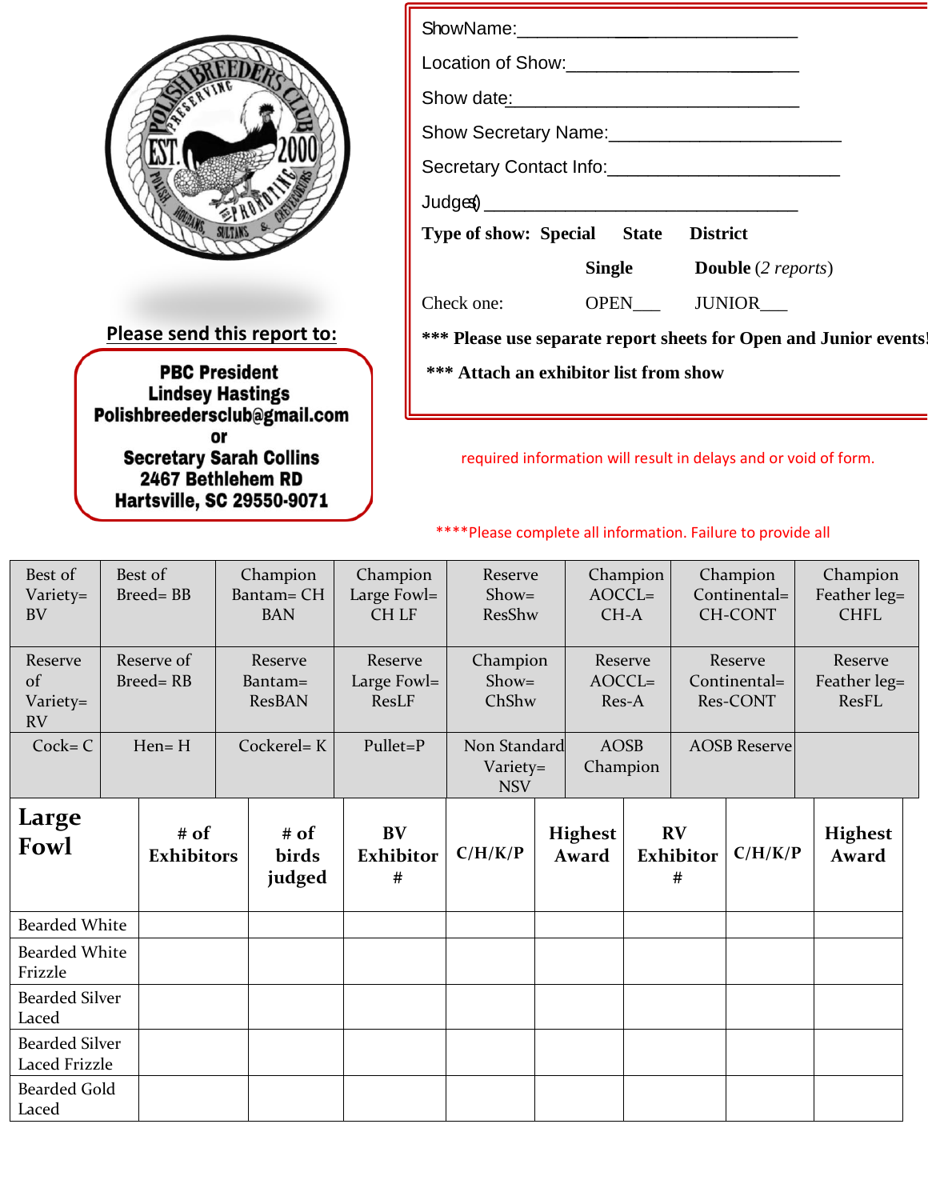Please send this report to:

**PBC President**
**Lindsey Hastings**
**Polishbreedersclub@gmail.com**
**or**
**Secretary Sarah Collins**
**2467 Bethlehem RD**
**Hartsville, SC 29550-9071**

ShowName:______________________________

Location of Show:________________________

Show date:_____________________________

Show Secretary Name:______________________

Secretary Contact Info:_____________________

Judge(s) _______________________________

**Type of show: Special State District**

**Single** **Double** *(2 reports)*

Check one: OPEN___ JUNIOR___

**\*\*\* Please use separate report sheets for Open and Junior events!**

**\*\*\* Attach an exhibitor list from show**

\*\*\*\*Please complete all information. Failure to provide all required information will result in delays and or void of form.

| Best of Variety= BV | Best of Breed= BB | Champion Bantam= CH BAN | Champion Large Fowl= CH LF | Reserve Show= ResShw | Champion AOCCL= CH-A | Champion Continental= CH-CONT | Champion Feather leg= CHFL |
|---|---|---|---|---|---|---|---|
| Reserve of Variety= RV | Reserve of Breed= RB | Reserve Bantam= ResBAN | Reserve Large Fowl= ResLF | Champion Show= ChShw | Reserve AOCCL= Res-A | Reserve Continental= Res-CONT | Reserve Feather leg= ResFL |
| Cock= C | Hen= H | Cockerel= K | Pullet=P | Non Standard Variety= NSV | AOSB Champion | AOSB Reserve | |

| **Large Fowl** | **# of Exhibitors** | **# of birds judged** | **BV Exhibitor #** | **C/H/K/P** | **Highest Award** | **RV Exhibitor #** | **C/H/K/P** | **Highest Award** |
|---|---|---|---|---|---|---|---|---|
| Bearded White | | | | | | | | |
| Bearded White Frizzle | | | | | | | | |
| Bearded Silver Laced | | | | | | | | |
| Bearded Silver Laced Frizzle | | | | | | | | |
| Bearded Gold Laced | | | | | | | | |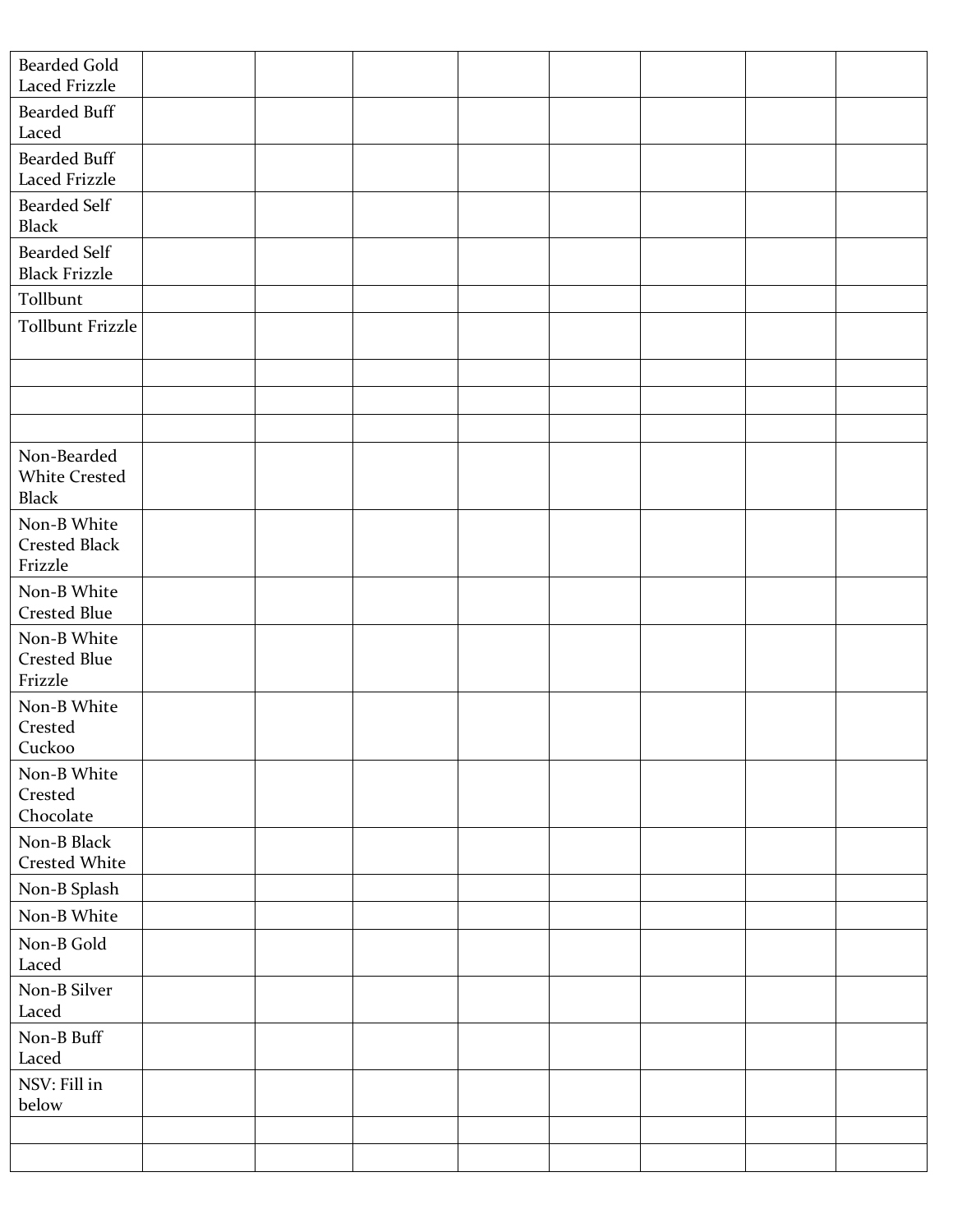| Bearded Gold Laced Frizzle | | | | | | | | |
|---|---|---|---|---|---|---|---|---|
| Bearded Buff Laced | | | | | | | | |
| Bearded Buff Laced Frizzle | | | | | | | | |
| Bearded Self Black | | | | | | | | |
| Bearded Self Black Frizzle | | | | | | | | |
| Tollbunt | | | | | | | | |
| Tollbunt Frizzle | | | | | | | | |
| | | | | | | | | |
| | | | | | | | | |
| | | | | | | | | |
| Non-Bearded White Crested Black | | | | | | | | |
| Non-B White Crested Black Frizzle | | | | | | | | |
| Non-B White Crested Blue | | | | | | | | |
| Non-B White Crested Blue Frizzle | | | | | | | | |
| Non-B White Crested Cuckoo | | | | | | | | |
| Non-B White Crested Chocolate | | | | | | | | |
| Non-B Black Crested White | | | | | | | | |
| Non-B Splash | | | | | | | | |
| Non-B White | | | | | | | | |
| Non-B Gold Laced | | | | | | | | |
| Non-B Silver Laced | | | | | | | | |
| Non-B Buff Laced | | | | | | | | |
| NSV: Fill in below | | | | | | | | |
| | | | | | | | | |
| | | | | | | | | |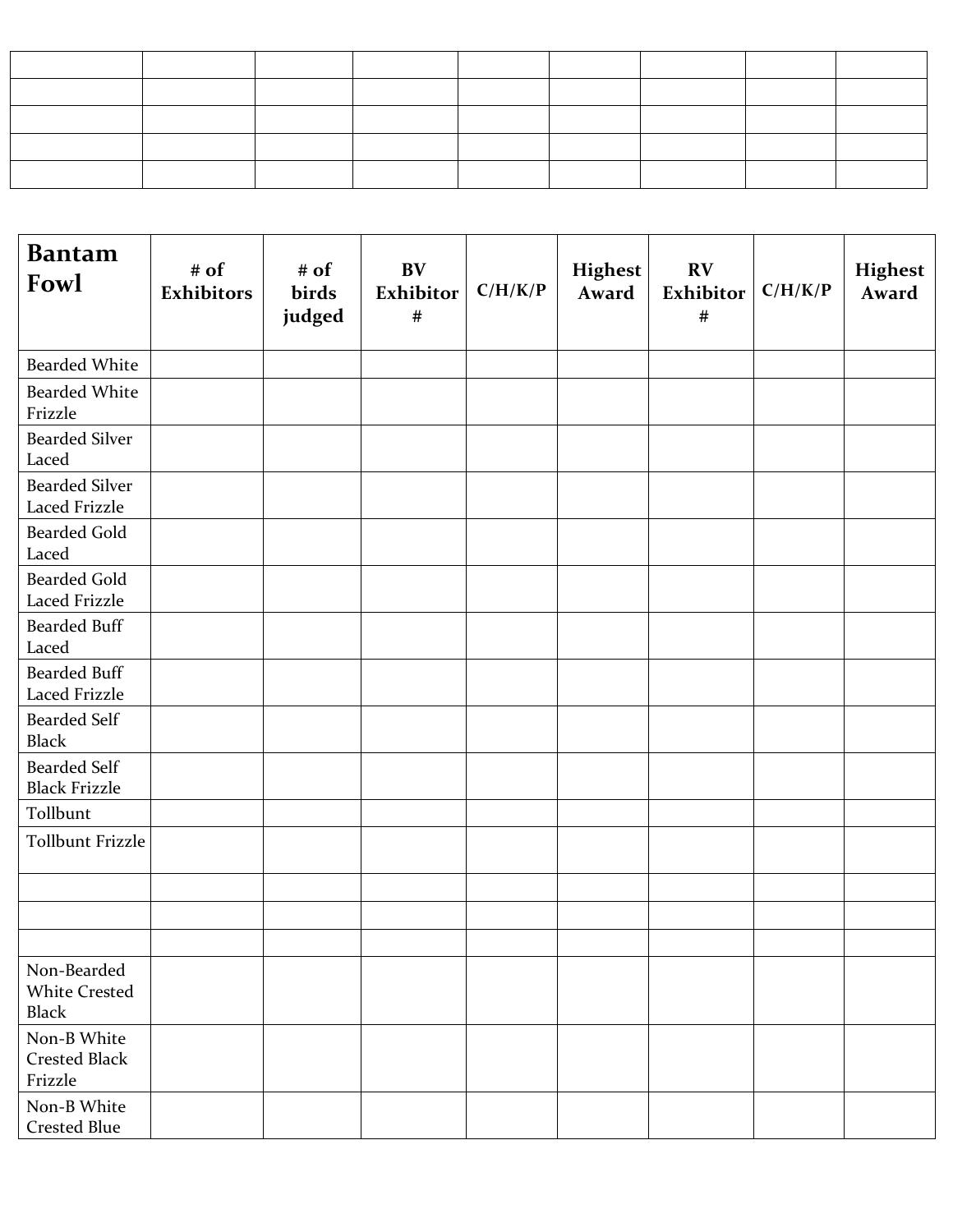| | | | | | | | | |
|---|---|---|---|---|---|---|---|---|
| | | | | | | | | |
| | | | | | | | | |
| | | | | | | | | |
| | | | | | | | | |
| | | | | | | | | |

| **Bantam Fowl** | **# of Exhibitors** | **# of birds judged** | **BV Exhibitor #** | **C/H/K/P** | **Highest Award** | **RV Exhibitor #** | **C/H/K/P** | **Highest Award** |
|---|---|---|---|---|---|---|---|---|
| Bearded White | | | | | | | | |
| Bearded White Frizzle | | | | | | | | |
| Bearded Silver Laced | | | | | | | | |
| Bearded Silver Laced Frizzle | | | | | | | | |
| Bearded Gold Laced | | | | | | | | |
| Bearded Gold Laced Frizzle | | | | | | | | |
| Bearded Buff Laced | | | | | | | | |
| Bearded Buff Laced Frizzle | | | | | | | | |
| Bearded Self Black | | | | | | | | |
| Bearded Self Black Frizzle | | | | | | | | |
| Tollbunt | | | | | | | | |
| Tollbunt Frizzle | | | | | | | | |
| | | | | | | | | |
| | | | | | | | | |
| | | | | | | | | |
| Non-Bearded White Crested Black | | | | | | | | |
| Non-B White Crested Black Frizzle | | | | | | | | |
| Non-B White Crested Blue | | | | | | | | |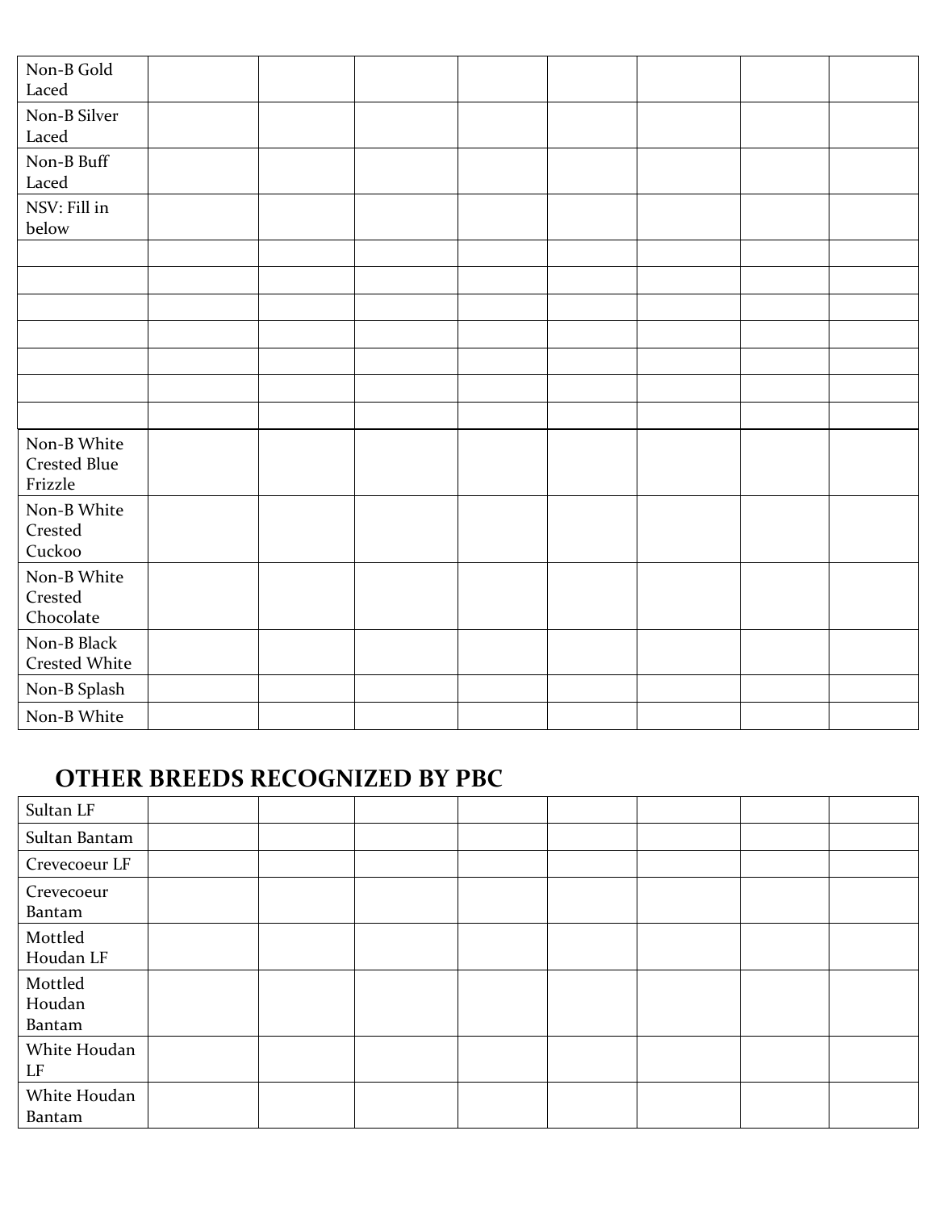| Non-B Gold Laced | | | | | | | | |
|---|---|---|---|---|---|---|---|---|
| Non-B Silver Laced | | | | | | | | |
| Non-B Buff Laced | | | | | | | | |
| NSV: Fill in below | | | | | | | | |
| | | | | | | | | |
| | | | | | | | | |
| | | | | | | | | |
| | | | | | | | | |
| | | | | | | | | |
| | | | | | | | | |
| | | | | | | | | |
| Non-B White Crested Blue Frizzle | | | | | | | | |
| Non-B White Crested Cuckoo | | | | | | | | |
| Non-B White Crested Chocolate | | | | | | | | |
| Non-B Black Crested White | | | | | | | | |
| Non-B Splash | | | | | | | | |
| Non-B White | | | | | | | | |

## OTHER BREEDS RECOGNIZED BY PBC

| Sultan LF | | | | | | | | |
|---|---|---|---|---|---|---|---|---|
| Sultan Bantam | | | | | | | | |
| Crevecoeur LF | | | | | | | | |
| Crevecoeur Bantam | | | | | | | | |
| Mottled Houdan LF | | | | | | | | |
| Mottled Houdan Bantam | | | | | | | | |
| White Houdan LF | | | | | | | | |
| White Houdan Bantam | | | | | | | | |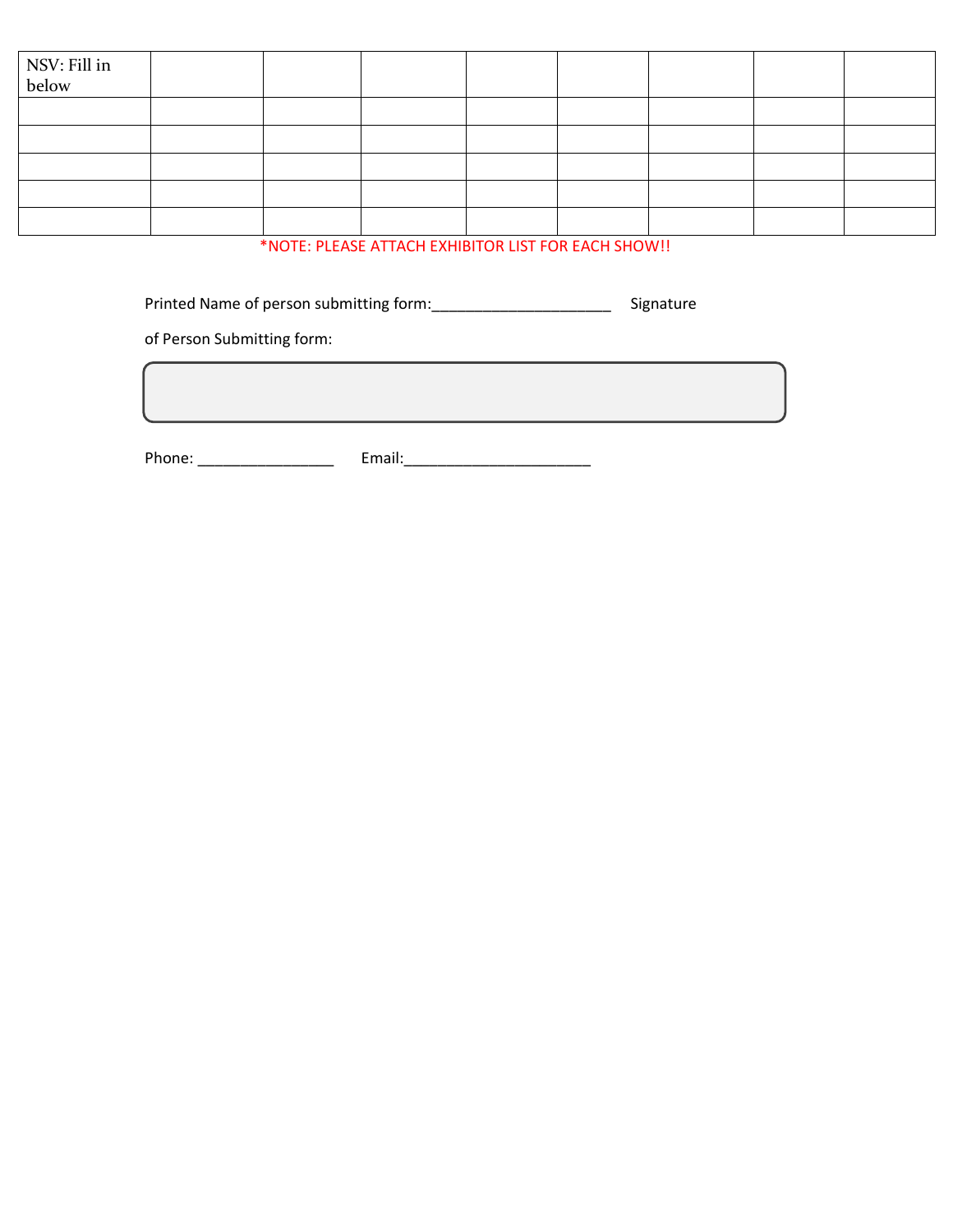| | | | | | | | | |
|---|---|---|---|---|---|---|---|---|
| NSV: Fill in below | | | | | | | | |
| | | | | | | | | |
| | | | | | | | | |
| | | | | | | | | |
| | | | | | | | | |
| | | | | | | | | |

*NOTE: PLEASE ATTACH EXHIBITOR LIST FOR EACH SHOW!!

Printed Name of person submitting form:_____________________ Signature of Person Submitting form:

Phone: ________________ Email:______________________